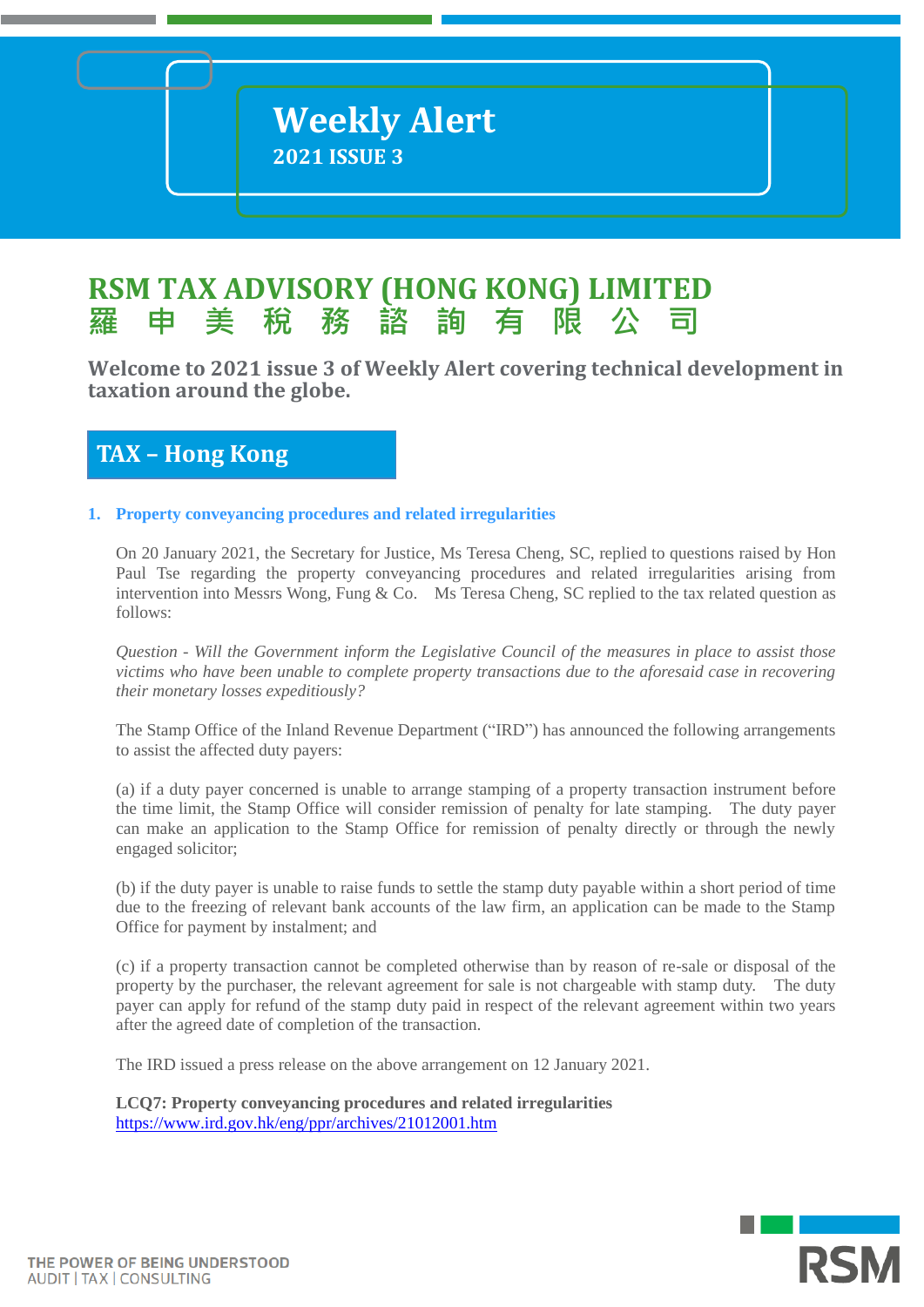# Weekly Alert

**2021 ISSUE 3**

## RSM TAX ADVISORY (HONG KONG) LIMITED
## 羅 申 美 稅 務 諮 詢 有 限 公 司

**Welcome to 2021 issue 3 of Weekly Alert covering technical development in taxation around the globe.**

## TAX – Hong Kong

### 1. Property conveyancing procedures and related irregularities

On 20 January 2021, the Secretary for Justice, Ms Teresa Cheng, SC, replied to questions raised by Hon Paul Tse regarding the property conveyancing procedures and related irregularities arising from intervention into Messrs Wong, Fung & Co. Ms Teresa Cheng, SC replied to the tax related question as follows:

*Question - Will the Government inform the Legislative Council of the measures in place to assist those victims who have been unable to complete property transactions due to the aforesaid case in recovering their monetary losses expeditiously?*

The Stamp Office of the Inland Revenue Department ("IRD") has announced the following arrangements to assist the affected duty payers:

(a) if a duty payer concerned is unable to arrange stamping of a property transaction instrument before the time limit, the Stamp Office will consider remission of penalty for late stamping. The duty payer can make an application to the Stamp Office for remission of penalty directly or through the newly engaged solicitor;

(b) if the duty payer is unable to raise funds to settle the stamp duty payable within a short period of time due to the freezing of relevant bank accounts of the law firm, an application can be made to the Stamp Office for payment by instalment; and

(c) if a property transaction cannot be completed otherwise than by reason of re-sale or disposal of the property by the purchaser, the relevant agreement for sale is not chargeable with stamp duty. The duty payer can apply for refund of the stamp duty paid in respect of the relevant agreement within two years after the agreed date of completion of the transaction.

The IRD issued a press release on the above arrangement on 12 January 2021.

**LCQ7: Property conveyancing procedures and related irregularities**
https://www.ird.gov.hk/eng/ppr/archives/21012001.htm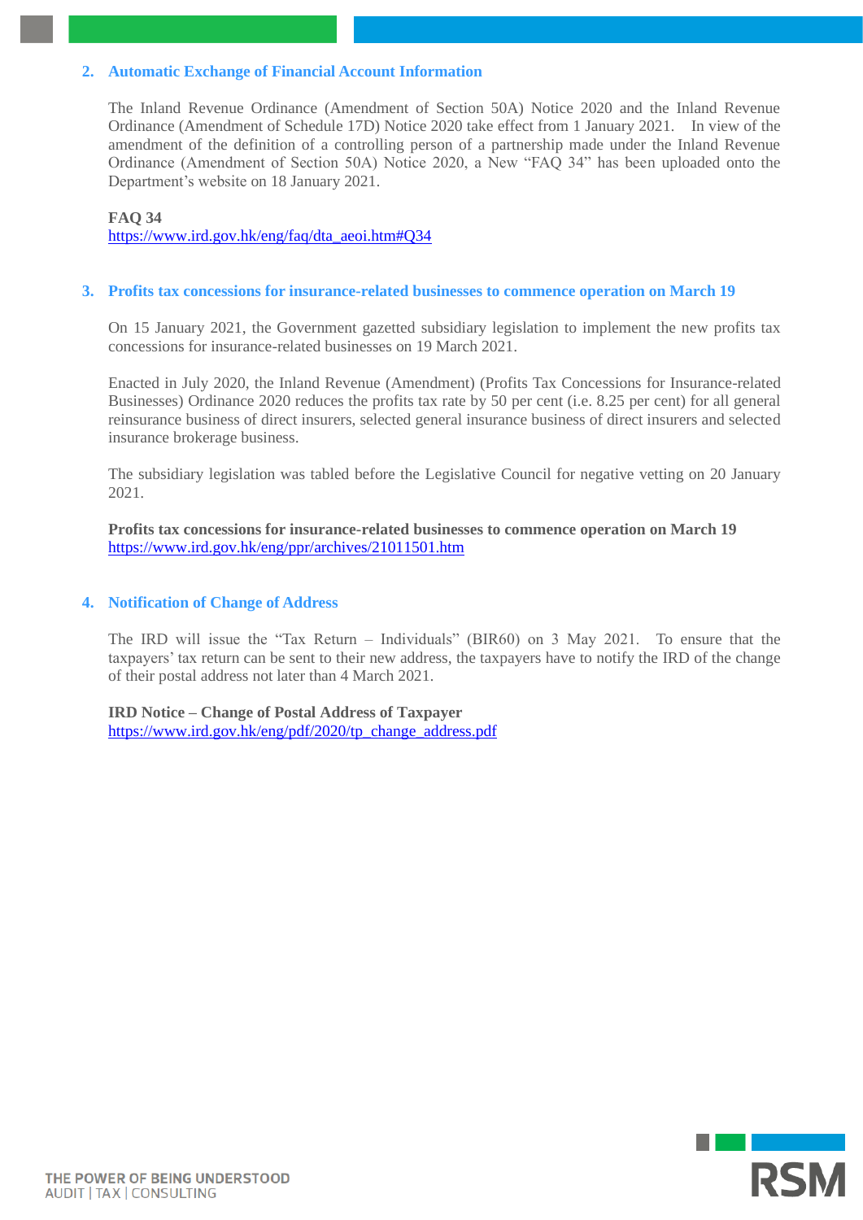## 2. Automatic Exchange of Financial Account Information

The Inland Revenue Ordinance (Amendment of Section 50A) Notice 2020 and the Inland Revenue Ordinance (Amendment of Schedule 17D) Notice 2020 take effect from 1 January 2021. In view of the amendment of the definition of a controlling person of a partnership made under the Inland Revenue Ordinance (Amendment of Section 50A) Notice 2020, a New "FAQ 34" has been uploaded onto the Department's website on 18 January 2021.

**FAQ 34**
https://www.ird.gov.hk/eng/faq/dta_aeoi.htm#Q34

## 3. Profits tax concessions for insurance-related businesses to commence operation on March 19

On 15 January 2021, the Government gazetted subsidiary legislation to implement the new profits tax concessions for insurance-related businesses on 19 March 2021.

Enacted in July 2020, the Inland Revenue (Amendment) (Profits Tax Concessions for Insurance-related Businesses) Ordinance 2020 reduces the profits tax rate by 50 per cent (i.e. 8.25 per cent) for all general reinsurance business of direct insurers, selected general insurance business of direct insurers and selected insurance brokerage business.

The subsidiary legislation was tabled before the Legislative Council for negative vetting on 20 January 2021.

**Profits tax concessions for insurance-related businesses to commence operation on March 19**
https://www.ird.gov.hk/eng/ppr/archives/21011501.htm

## 4. Notification of Change of Address

The IRD will issue the "Tax Return – Individuals" (BIR60) on 3 May 2021. To ensure that the taxpayers' tax return can be sent to their new address, the taxpayers have to notify the IRD of the change of their postal address not later than 4 March 2021.

**IRD Notice – Change of Postal Address of Taxpayer**
https://www.ird.gov.hk/eng/pdf/2020/tp_change_address.pdf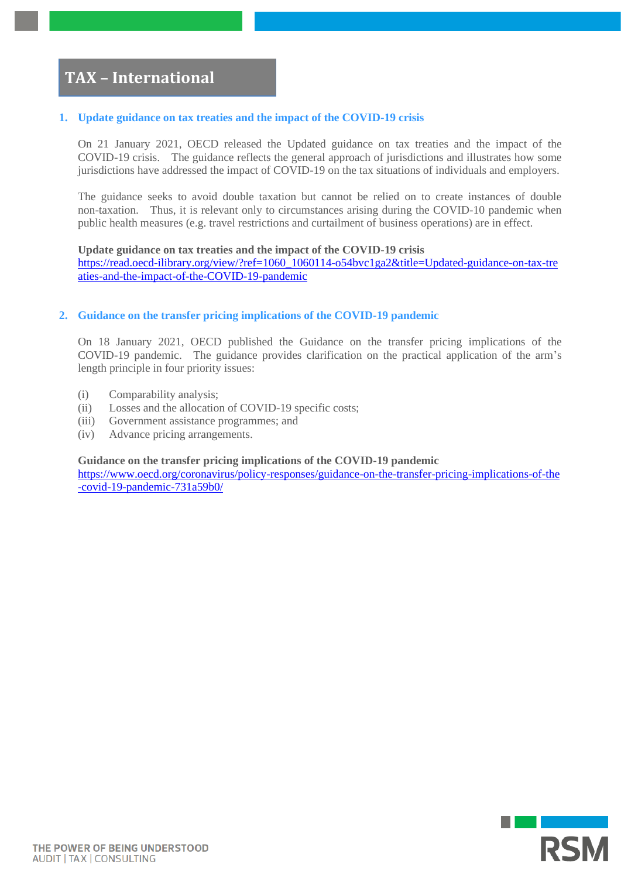# TAX – International

## 1. Update guidance on tax treaties and the impact of the COVID-19 crisis

On 21 January 2021, OECD released the Updated guidance on tax treaties and the impact of the COVID-19 crisis. The guidance reflects the general approach of jurisdictions and illustrates how some jurisdictions have addressed the impact of COVID-19 on the tax situations of individuals and employers.

The guidance seeks to avoid double taxation but cannot be relied on to create instances of double non-taxation. Thus, it is relevant only to circumstances arising during the COVID-10 pandemic when public health measures (e.g. travel restrictions and curtailment of business operations) are in effect.

**Update guidance on tax treaties and the impact of the COVID-19 crisis**
https://read.oecd-ilibrary.org/view/?ref=1060_1060114-o54bvc1ga2&title=Updated-guidance-on-tax-treaties-and-the-impact-of-the-COVID-19-pandemic

## 2. Guidance on the transfer pricing implications of the COVID-19 pandemic

On 18 January 2021, OECD published the Guidance on the transfer pricing implications of the COVID-19 pandemic. The guidance provides clarification on the practical application of the arm's length principle in four priority issues:

(i) Comparability analysis;
(ii) Losses and the allocation of COVID-19 specific costs;
(iii) Government assistance programmes; and
(iv) Advance pricing arrangements.

**Guidance on the transfer pricing implications of the COVID-19 pandemic**
https://www.oecd.org/coronavirus/policy-responses/guidance-on-the-transfer-pricing-implications-of-the-covid-19-pandemic-731a59b0/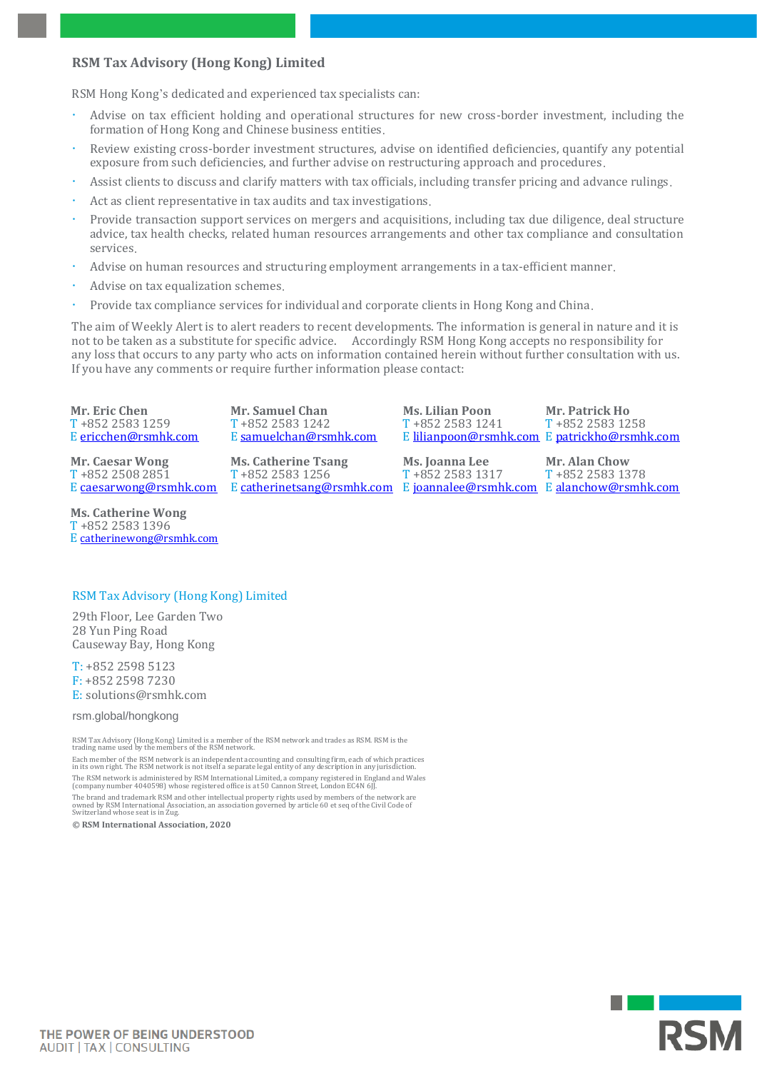## RSM Tax Advisory (Hong Kong) Limited

RSM Hong Kong's dedicated and experienced tax specialists can:

- Advise on tax efficient holding and operational structures for new cross-border investment, including the formation of Hong Kong and Chinese business entities.
- Review existing cross-border investment structures, advise on identified deficiencies, quantify any potential exposure from such deficiencies, and further advise on restructuring approach and procedures.
- Assist clients to discuss and clarify matters with tax officials, including transfer pricing and advance rulings.
- Act as client representative in tax audits and tax investigations.
- Provide transaction support services on mergers and acquisitions, including tax due diligence, deal structure advice, tax health checks, related human resources arrangements and other tax compliance and consultation services.
- Advise on human resources and structuring employment arrangements in a tax-efficient manner.
- Advise on tax equalization schemes.
- Provide tax compliance services for individual and corporate clients in Hong Kong and China.

The aim of Weekly Alert is to alert readers to recent developments. The information is general in nature and it is not to be taken as a substitute for specific advice. Accordingly RSM Hong Kong accepts no responsibility for any loss that occurs to any party who acts on information contained herein without further consultation with us. If you have any comments or require further information please contact:

**Mr. Eric Chen**
T +852 2583 1259
E ericchen@rsmhk.com

**Mr. Samuel Chan**
T +852 2583 1242
E samuelchan@rsmhk.com

**Ms. Lilian Poon**
T +852 2583 1241
E lilianpoon@rsmhk.com

**Mr. Patrick Ho**
T +852 2583 1258
E patrickho@rsmhk.com

**Mr. Caesar Wong**
T +852 2508 2851
E caesarwong@rsmhk.com

**Ms. Catherine Tsang**
T +852 2583 1256
E catherinetsang@rsmhk.com

**Ms. Joanna Lee**
T +852 2583 1317
E joannalee@rsmhk.com

**Mr. Alan Chow**
T +852 2583 1378
E alanchow@rsmhk.com

**Ms. Catherine Wong**
T +852 2583 1396
E catherinewong@rsmhk.com

RSM Tax Advisory (Hong Kong) Limited

29th Floor, Lee Garden Two
28 Yun Ping Road
Causeway Bay, Hong Kong

T: +852 2598 5123
F: +852 2598 7230
E: solutions@rsmhk.com

rsm.global/hongkong

RSM Tax Advisory (Hong Kong) Limited is a member of the RSM network and trades as RSM. RSM is the trading name used by the members of the RSM network.

Each member of the RSM network is an independent accounting and consulting firm, each of which practices in its own right. The RSM network is not itself a separate legal entity of any description in any jurisdiction.

The RSM network is administered by RSM International Limited, a company registered in England and Wales (company number 4040598) whose registered office is at 50 Cannon Street, London EC4N 6JJ.

The brand and trademark RSM and other intellectual property rights used by members of the network are owned by RSM International Association, an association governed by article 60 et seq of the Civil Code of Switzerland whose seat is in Zug.

**© RSM International Association, 2020**

THE POWER OF BEING UNDERSTOOD
AUDIT | TAX | CONSULTING

RSM